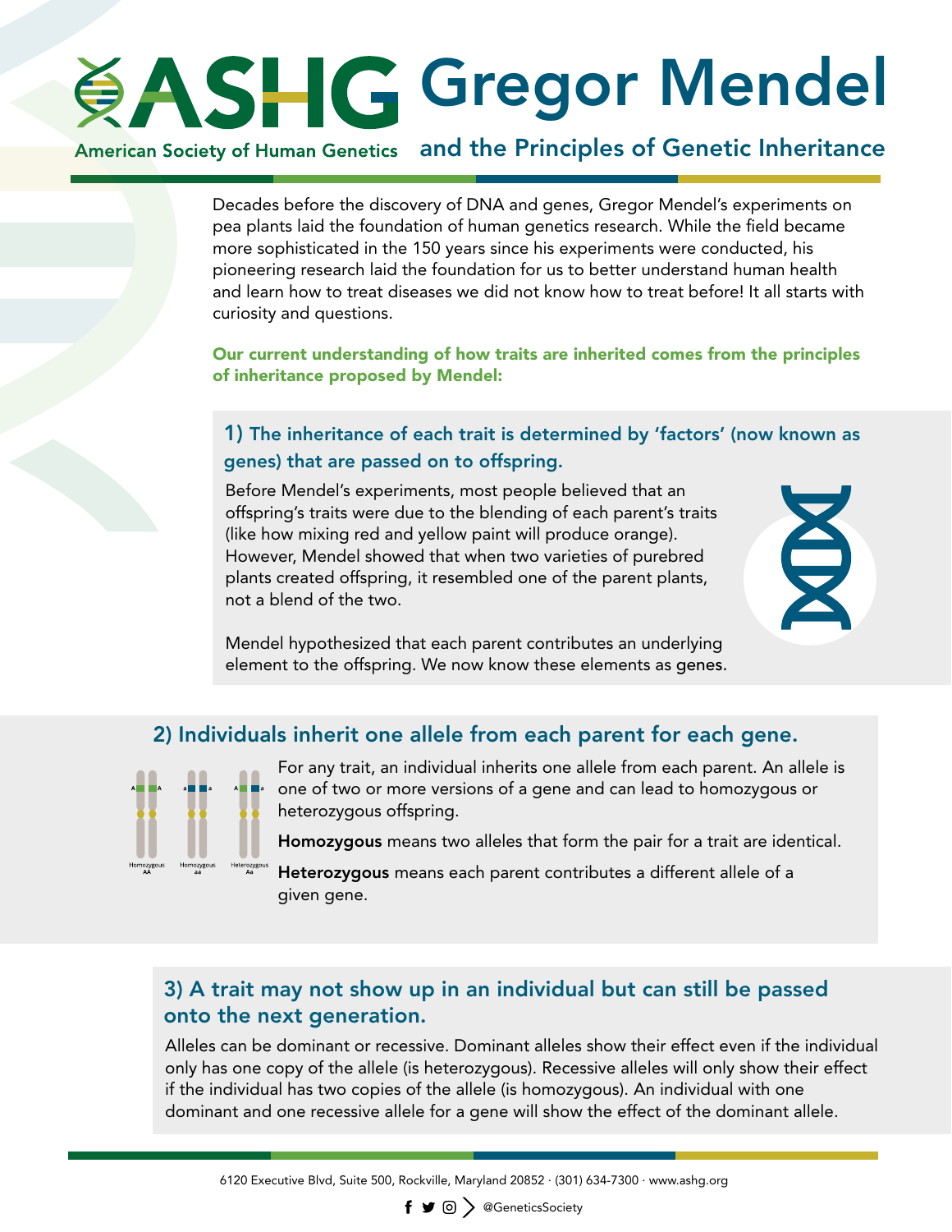# ASHG Gregor Mendel and the Principles of Genetic Inheritance

American Society of Human Genetics

Decades before the discovery of DNA and genes, Gregor Mendel's experiments on pea plants laid the foundation of human genetics research. While the field became more sophisticated in the 150 years since his experiments were conducted, his pioneering research laid the foundation for us to better understand human health and learn how to treat diseases we did not know how to treat before! It all starts with curiosity and questions.

**Our current understanding of how traits are inherited comes from the principles of inheritance proposed by Mendel:**

## 1) The inheritance of each trait is determined by 'factors' (now known as genes) that are passed on to offspring.

Before Mendel's experiments, most people believed that an offspring's traits were due to the blending of each parent's traits (like how mixing red and yellow paint will produce orange). However, Mendel showed that when two varieties of purebred plants created offspring, it resembled one of the parent plants, not a blend of the two.

Mendel hypothesized that each parent contributes an underlying element to the offspring. We now know these elements as genes.

## 2) Individuals inherit one allele from each parent for each gene.

Homozygous AA · Homozygous aa · Heterozygous Aa

For any trait, an individual inherits one allele from each parent. An allele is one of two or more versions of a gene and can lead to homozygous or heterozygous offspring.

**Homozygous** means two alleles that form the pair for a trait are identical.

**Heterozygous** means each parent contributes a different allele of a given gene.

## 3) A trait may not show up in an individual but can still be passed onto the next generation.

Alleles can be dominant or recessive. Dominant alleles show their effect even if the individual only has one copy of the allele (is heterozygous). Recessive alleles will only show their effect if the individual has two copies of the allele (is homozygous). An individual with one dominant and one recessive allele for a gene will show the effect of the dominant allele.

6120 Executive Blvd, Suite 500, Rockville, Maryland 20852 · (301) 634-7300 · www.ashg.org

@GeneticsSociety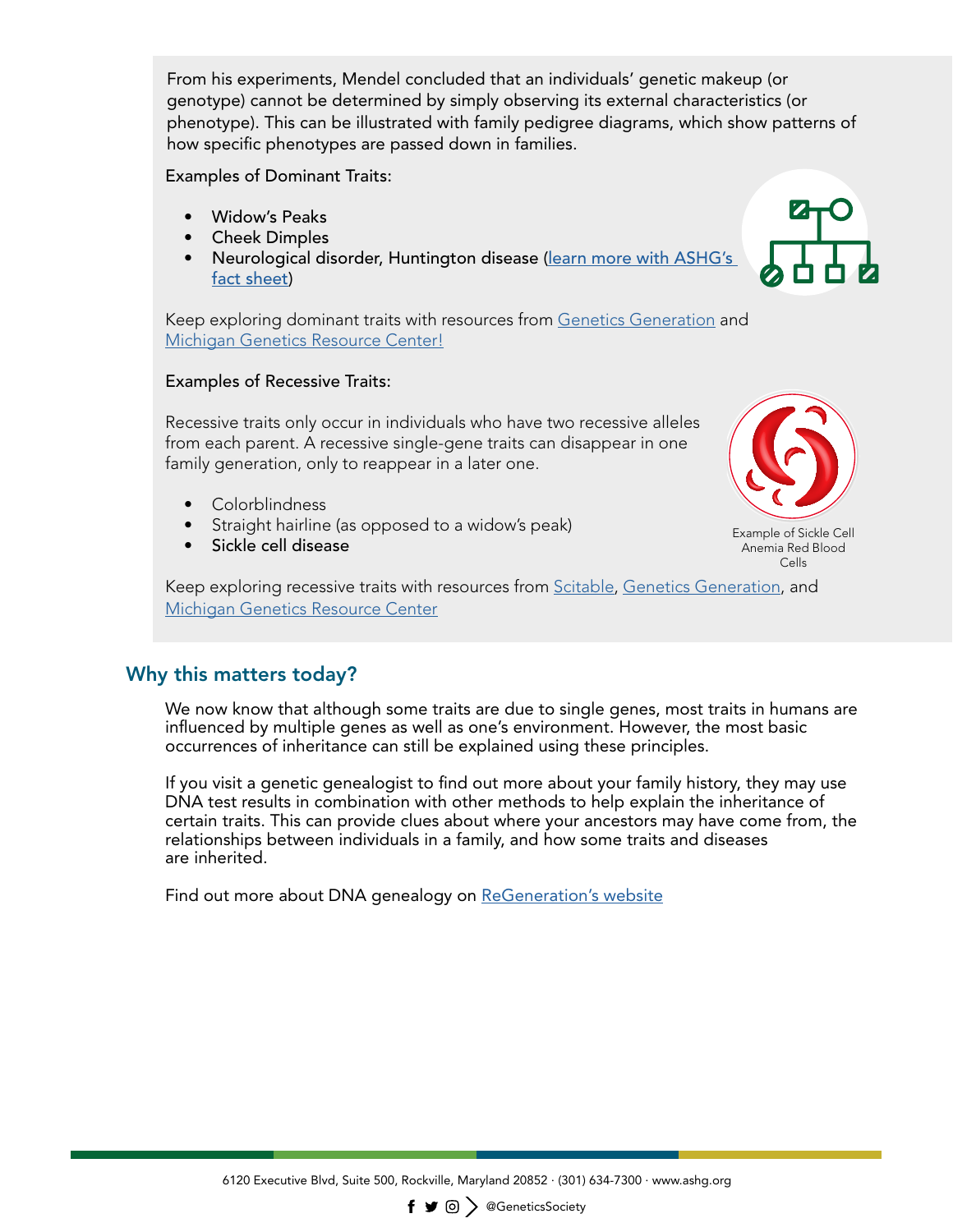From his experiments, Mendel concluded that an individuals' genetic makeup (or genotype) cannot be determined by simply observing its external characteristics (or phenotype). This can be illustrated with family pedigree diagrams, which show patterns of how specific phenotypes are passed down in families.

Examples of Dominant Traits:

- Widow's Peaks
- Cheek Dimples
- Neurological disorder, Huntington disease (learn more with ASHG's fact sheet)

Keep exploring dominant traits with resources from Genetics Generation and Michigan Genetics Resource Center!

Examples of Recessive Traits:

Recessive traits only occur in individuals who have two recessive alleles from each parent. A recessive single-gene traits can disappear in one family generation, only to reappear in a later one.

- Colorblindness
- Straight hairline (as opposed to a widow's peak)
- Sickle cell disease

Example of Sickle Cell Anemia Red Blood Cells

Keep exploring recessive traits with resources from Scitable, Genetics Generation, and Michigan Genetics Resource Center

## Why this matters today?

We now know that although some traits are due to single genes, most traits in humans are influenced by multiple genes as well as one's environment. However, the most basic occurrences of inheritance can still be explained using these principles.

If you visit a genetic genealogist to find out more about your family history, they may use DNA test results in combination with other methods to help explain the inheritance of certain traits. This can provide clues about where your ancestors may have come from, the relationships between individuals in a family, and how some traits and diseases are inherited.

Find out more about DNA genealogy on ReGeneration's website